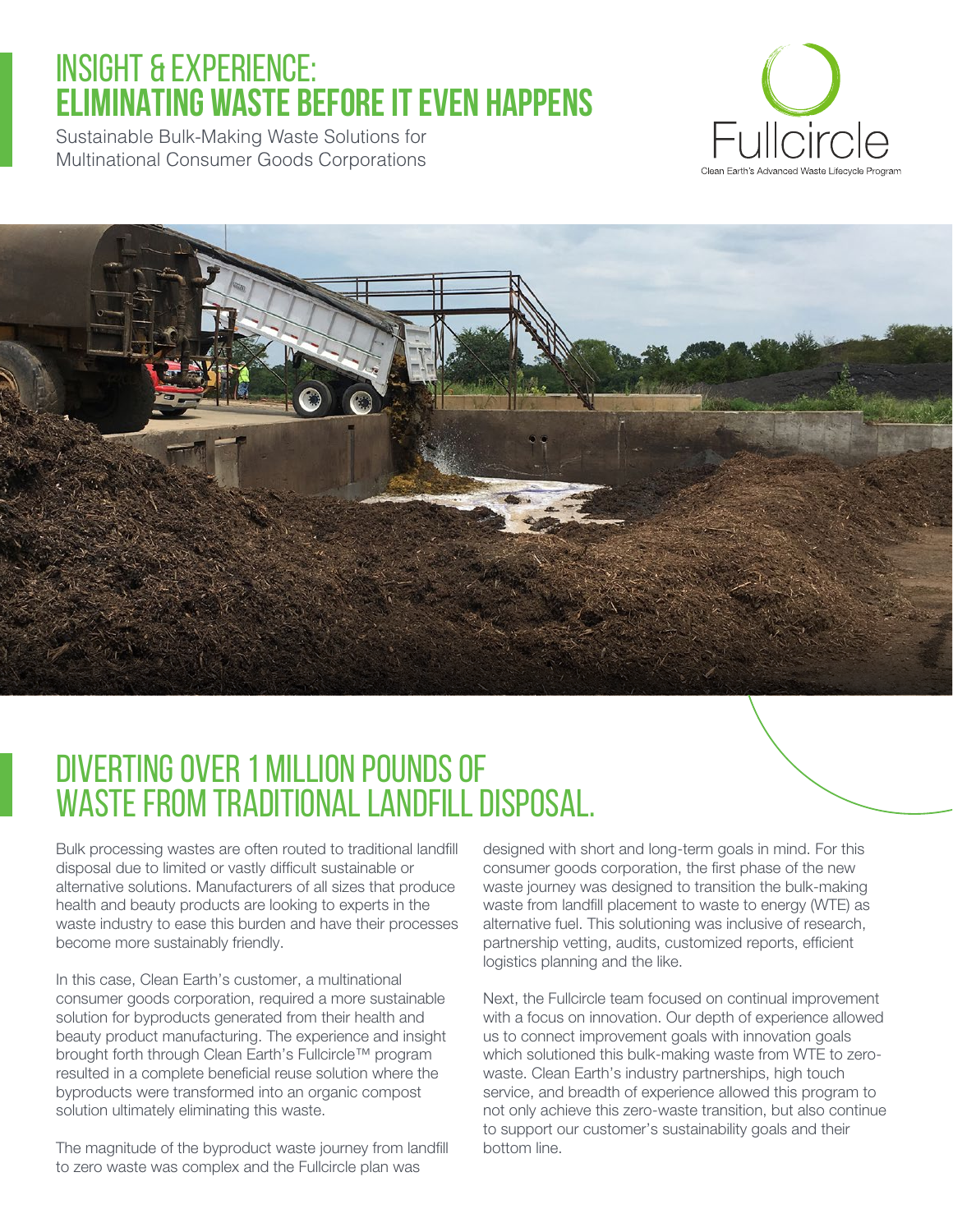# INSIGHT & EXPERIENCE:
# ELIMINATING WASTE BEFORE IT EVEN HAPPENS

Sustainable Bulk-Making Waste Solutions for Multinational Consumer Goods Corporations

Fullcircle
Clean Earth's Advanced Waste Lifecycle Program

## DIVERTING OVER 1 MILLION POUNDS OF WASTE FROM TRADITIONAL LANDFILL DISPOSAL.

Bulk processing wastes are often routed to traditional landfill disposal due to limited or vastly difficult sustainable or alternative solutions. Manufacturers of all sizes that produce health and beauty products are looking to experts in the waste industry to ease this burden and have their processes become more sustainably friendly.

In this case, Clean Earth's customer, a multinational consumer goods corporation, required a more sustainable solution for byproducts generated from their health and beauty product manufacturing. The experience and insight brought forth through Clean Earth's Fullcircle™ program resulted in a complete beneficial reuse solution where the byproducts were transformed into an organic compost solution ultimately eliminating this waste.

The magnitude of the byproduct waste journey from landfill to zero waste was complex and the Fullcircle plan was designed with short and long-term goals in mind. For this consumer goods corporation, the first phase of the new waste journey was designed to transition the bulk-making waste from landfill placement to waste to energy (WTE) as alternative fuel. This solutioning was inclusive of research, partnership vetting, audits, customized reports, efficient logistics planning and the like.

Next, the Fullcircle team focused on continual improvement with a focus on innovation. Our depth of experience allowed us to connect improvement goals with innovation goals which solutioned this bulk-making waste from WTE to zero-waste. Clean Earth's industry partnerships, high touch service, and breadth of experience allowed this program to not only achieve this zero-waste transition, but also continue to support our customer's sustainability goals and their bottom line.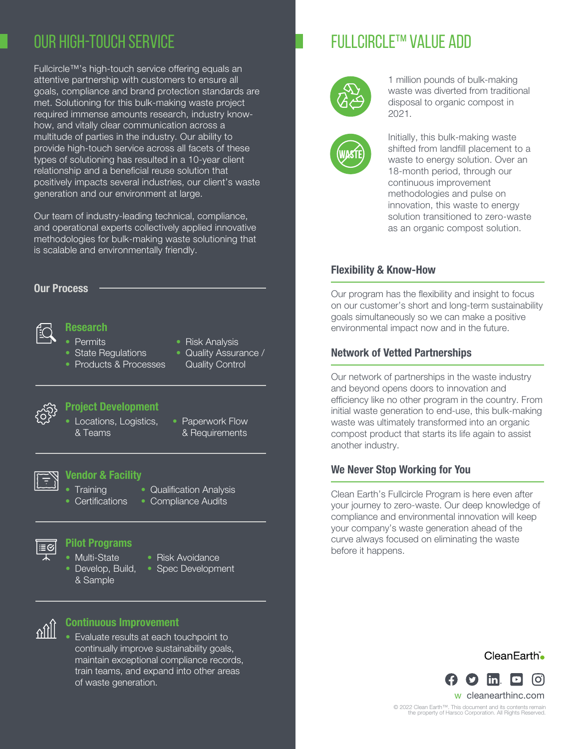## OUR HIGH-TOUCH SERVICE

Fullcircle™'s high-touch service offering equals an attentive partnership with customers to ensure all goals, compliance and brand protection standards are met. Solutioning for this bulk-making waste project required immense amounts research, industry know-how, and vitally clear communication across a multitude of parties in the industry. Our ability to provide high-touch service across all facets of these types of solutioning has resulted in a 10-year client relationship and a beneficial reuse solution that positively impacts several industries, our client's waste generation and our environment at large.

Our team of industry-leading technical, compliance, and operational experts collectively applied innovative methodologies for bulk-making waste solutioning that is scalable and environmentally friendly.

### Our Process

#### Research

- Permits
- State Regulations
- Products & Processes
- Risk Analysis
- Quality Assurance / Quality Control

#### Project Development

- Locations, Logistics, & Teams
- Paperwork Flow & Requirements

#### Vendor & Facility

- Training
- Certifications
- Qualification Analysis
- Compliance Audits

#### Pilot Programs

- Multi-State
- Develop, Build, & Sample
- Risk Avoidance
- Spec Development

#### Continuous Improvement

- Evaluate results at each touchpoint to continually improve sustainability goals, maintain exceptional compliance records, train teams, and expand into other areas of waste generation.

## FULLCIRCLE™ VALUE ADD

1 million pounds of bulk-making waste was diverted from traditional disposal to organic compost in 2021.

Initially, this bulk-making waste shifted from landfill placement to a waste to energy solution. Over an 18-month period, through our continuous improvement methodologies and pulse on innovation, this waste to energy solution transitioned to zero-waste as an organic compost solution.

### Flexibility & Know-How

Our program has the flexibility and insight to focus on our customer's short and long-term sustainability goals simultaneously so we can make a positive environmental impact now and in the future.

### Network of Vetted Partnerships

Our network of partnerships in the waste industry and beyond opens doors to innovation and efficiency like no other program in the country. From initial waste generation to end-use, this bulk-making waste was ultimately transformed into an organic compost product that starts its life again to assist another industry.

### We Never Stop Working for You

Clean Earth's Fullcircle Program is here even after your journey to zero-waste. Our deep knowledge of compliance and environmental innovation will keep your company's waste generation ahead of the curve always focused on eliminating the waste before it happens.

CleanEarth

w cleanearthinc.com

© 2022 Clean Earth™. This document and its contents remain the property of Harsco Corporation. All Rights Reserved.